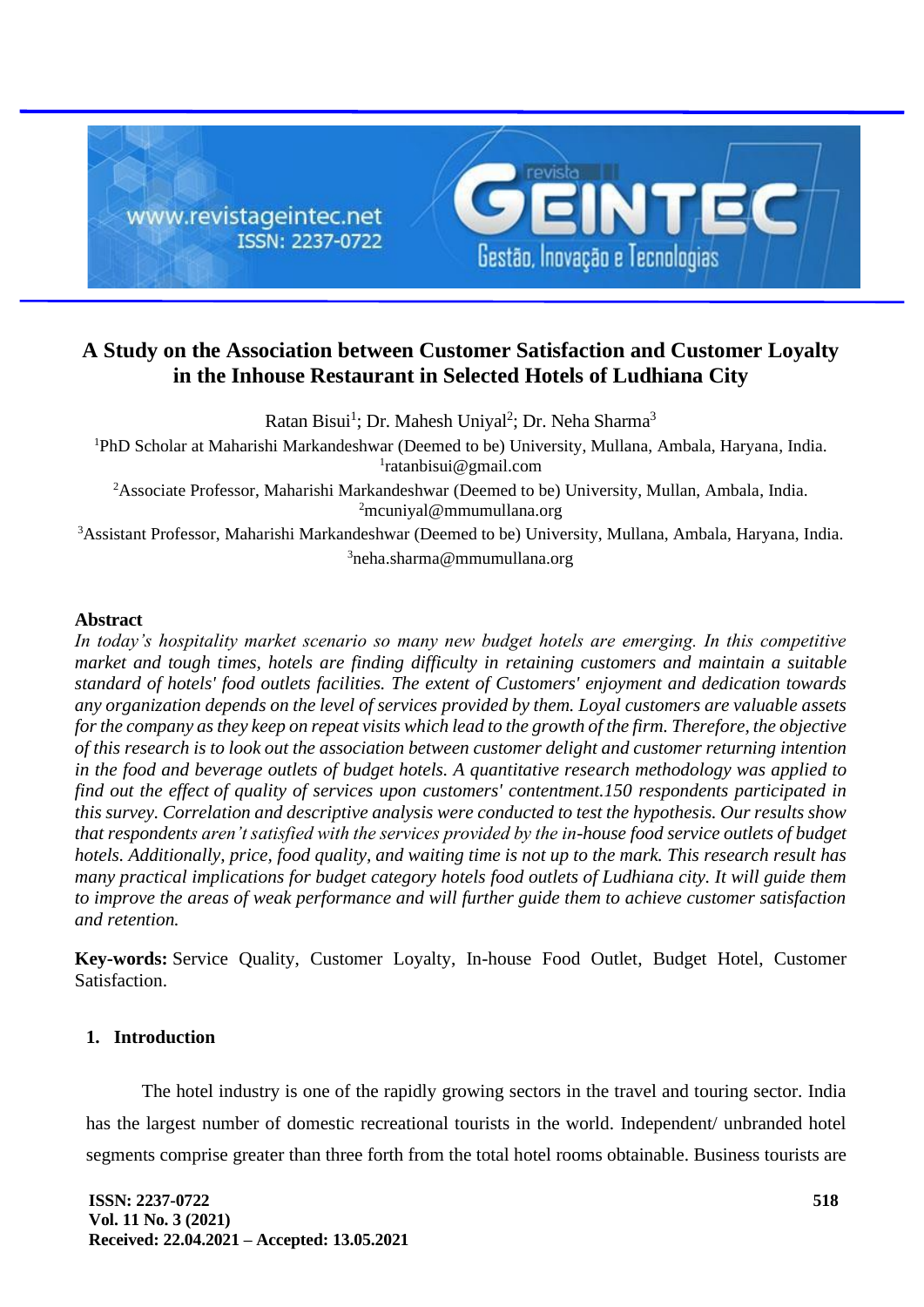# A Study on the Association between Customer Satisfaction and Customer Loyalty in the Inhouse Restaurant in Selected Hotels of Ludhiana City

Ratan Bisui[1]; Dr. Mahesh Uniyal[2]; Dr. Neha Sharma[3]

[1]PhD Scholar at Maharishi Markandeshwar (Deemed to be) University, Mullana, Ambala, Haryana, India.
[1]ratanbisui@gmail.com

[2]Associate Professor, Maharishi Markandeshwar (Deemed to be) University, Mullan, Ambala, India.
[2]mcuniyal@mmumullana.org

[3]Assistant Professor, Maharishi Markandeshwar (Deemed to be) University, Mullana, Ambala, Haryana, India.
[3]neha.sharma@mmumullana.org

## Abstract

*In today's hospitality market scenario so many new budget hotels are emerging. In this competitive market and tough times, hotels are finding difficulty in retaining customers and maintain a suitable standard of hotels' food outlets facilities. The extent of Customers' enjoyment and dedication towards any organization depends on the level of services provided by them. Loyal customers are valuable assets for the company as they keep on repeat visits which lead to the growth of the firm. Therefore, the objective of this research is to look out the association between customer delight and customer returning intention in the food and beverage outlets of budget hotels. A quantitative research methodology was applied to find out the effect of quality of services upon customers' contentment.150 respondents participated in this survey. Correlation and descriptive analysis were conducted to test the hypothesis. Our results show that respondents aren't satisfied with the services provided by the in-house food service outlets of budget hotels. Additionally, price, food quality, and waiting time is not up to the mark. This research result has many practical implications for budget category hotels food outlets of Ludhiana city. It will guide them to improve the areas of weak performance and will further guide them to achieve customer satisfaction and retention.*

**Key-words:** Service Quality, Customer Loyalty, In-house Food Outlet, Budget Hotel, Customer Satisfaction.

## 1. Introduction

The hotel industry is one of the rapidly growing sectors in the travel and touring sector. India has the largest number of domestic recreational tourists in the world. Independent/ unbranded hotel segments comprise greater than three forth from the total hotel rooms obtainable. Business tourists are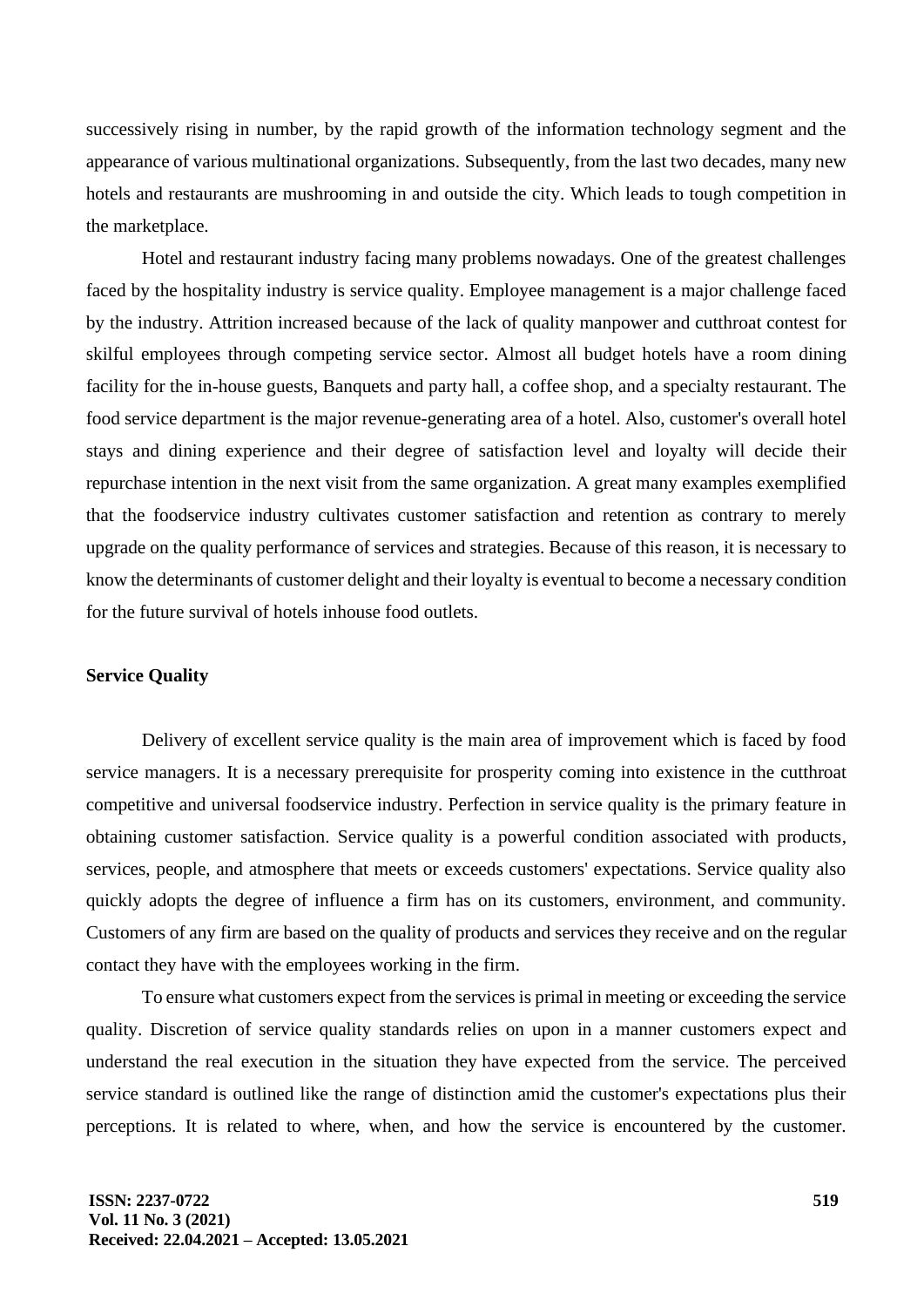successively rising in number, by the rapid growth of the information technology segment and the appearance of various multinational organizations. Subsequently, from the last two decades, many new hotels and restaurants are mushrooming in and outside the city. Which leads to tough competition in the marketplace.

Hotel and restaurant industry facing many problems nowadays. One of the greatest challenges faced by the hospitality industry is service quality. Employee management is a major challenge faced by the industry. Attrition increased because of the lack of quality manpower and cutthroat contest for skilful employees through competing service sector. Almost all budget hotels have a room dining facility for the in-house guests, Banquets and party hall, a coffee shop, and a specialty restaurant. The food service department is the major revenue-generating area of a hotel. Also, customer's overall hotel stays and dining experience and their degree of satisfaction level and loyalty will decide their repurchase intention in the next visit from the same organization. A great many examples exemplified that the foodservice industry cultivates customer satisfaction and retention as contrary to merely upgrade on the quality performance of services and strategies. Because of this reason, it is necessary to know the determinants of customer delight and their loyalty is eventual to become a necessary condition for the future survival of hotels inhouse food outlets.

## Service Quality

Delivery of excellent service quality is the main area of improvement which is faced by food service managers. It is a necessary prerequisite for prosperity coming into existence in the cutthroat competitive and universal foodservice industry. Perfection in service quality is the primary feature in obtaining customer satisfaction. Service quality is a powerful condition associated with products, services, people, and atmosphere that meets or exceeds customers' expectations. Service quality also quickly adopts the degree of influence a firm has on its customers, environment, and community. Customers of any firm are based on the quality of products and services they receive and on the regular contact they have with the employees working in the firm.

To ensure what customers expect from the services is primal in meeting or exceeding the service quality. Discretion of service quality standards relies on upon in a manner customers expect and understand the real execution in the situation they have expected from the service. The perceived service standard is outlined like the range of distinction amid the customer's expectations plus their perceptions. It is related to where, when, and how the service is encountered by the customer.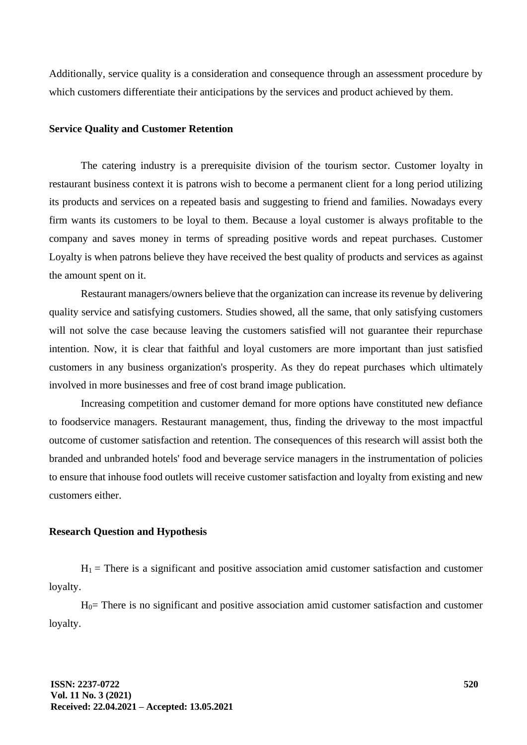Additionally, service quality is a consideration and consequence through an assessment procedure by which customers differentiate their anticipations by the services and product achieved by them.

### Service Quality and Customer Retention

The catering industry is a prerequisite division of the tourism sector. Customer loyalty in restaurant business context it is patrons wish to become a permanent client for a long period utilizing its products and services on a repeated basis and suggesting to friend and families. Nowadays every firm wants its customers to be loyal to them. Because a loyal customer is always profitable to the company and saves money in terms of spreading positive words and repeat purchases. Customer Loyalty is when patrons believe they have received the best quality of products and services as against the amount spent on it.

Restaurant managers/owners believe that the organization can increase its revenue by delivering quality service and satisfying customers. Studies showed, all the same, that only satisfying customers will not solve the case because leaving the customers satisfied will not guarantee their repurchase intention. Now, it is clear that faithful and loyal customers are more important than just satisfied customers in any business organization's prosperity. As they do repeat purchases which ultimately involved in more businesses and free of cost brand image publication.

Increasing competition and customer demand for more options have constituted new defiance to foodservice managers. Restaurant management, thus, finding the driveway to the most impactful outcome of customer satisfaction and retention. The consequences of this research will assist both the branded and unbranded hotels' food and beverage service managers in the instrumentation of policies to ensure that inhouse food outlets will receive customer satisfaction and loyalty from existing and new customers either.

### Research Question and Hypothesis

$H_1$ = There is a significant and positive association amid customer satisfaction and customer loyalty.

$H_0$= There is no significant and positive association amid customer satisfaction and customer loyalty.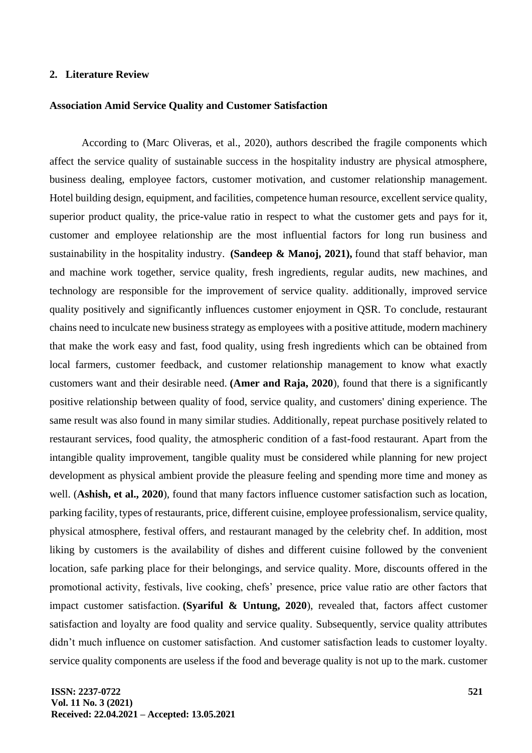## 2. Literature Review

### Association Amid Service Quality and Customer Satisfaction

According to (Marc Oliveras, et al., 2020), authors described the fragile components which affect the service quality of sustainable success in the hospitality industry are physical atmosphere, business dealing, employee factors, customer motivation, and customer relationship management. Hotel building design, equipment, and facilities, competence human resource, excellent service quality, superior product quality, the price-value ratio in respect to what the customer gets and pays for it, customer and employee relationship are the most influential factors for long run business and sustainability in the hospitality industry. **(Sandeep & Manoj, 2021),** found that staff behavior, man and machine work together, service quality, fresh ingredients, regular audits, new machines, and technology are responsible for the improvement of service quality. additionally, improved service quality positively and significantly influences customer enjoyment in QSR. To conclude, restaurant chains need to inculcate new business strategy as employees with a positive attitude, modern machinery that make the work easy and fast, food quality, using fresh ingredients which can be obtained from local farmers, customer feedback, and customer relationship management to know what exactly customers want and their desirable need. **(Amer and Raja, 2020**), found that there is a significantly positive relationship between quality of food, service quality, and customers' dining experience. The same result was also found in many similar studies. Additionally, repeat purchase positively related to restaurant services, food quality, the atmospheric condition of a fast-food restaurant. Apart from the intangible quality improvement, tangible quality must be considered while planning for new project development as physical ambient provide the pleasure feeling and spending more time and money as well. (**Ashish, et al., 2020**), found that many factors influence customer satisfaction such as location, parking facility, types of restaurants, price, different cuisine, employee professionalism, service quality, physical atmosphere, festival offers, and restaurant managed by the celebrity chef. In addition, most liking by customers is the availability of dishes and different cuisine followed by the convenient location, safe parking place for their belongings, and service quality. More, discounts offered in the promotional activity, festivals, live cooking, chefs' presence, price value ratio are other factors that impact customer satisfaction. **(Syariful & Untung, 2020**), revealed that, factors affect customer satisfaction and loyalty are food quality and service quality. Subsequently, service quality attributes didn't much influence on customer satisfaction. And customer satisfaction leads to customer loyalty. service quality components are useless if the food and beverage quality is not up to the mark. customer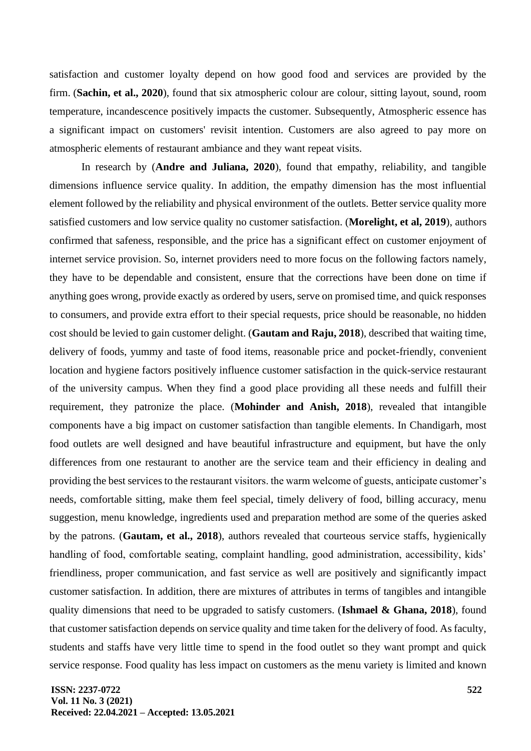satisfaction and customer loyalty depend on how good food and services are provided by the firm. (**Sachin, et al., 2020**), found that six atmospheric colour are colour, sitting layout, sound, room temperature, incandescence positively impacts the customer. Subsequently, Atmospheric essence has a significant impact on customers' revisit intention. Customers are also agreed to pay more on atmospheric elements of restaurant ambiance and they want repeat visits.

In research by (**Andre and Juliana, 2020**), found that empathy, reliability, and tangible dimensions influence service quality. In addition, the empathy dimension has the most influential element followed by the reliability and physical environment of the outlets. Better service quality more satisfied customers and low service quality no customer satisfaction. (**Morelight, et al, 2019**), authors confirmed that safeness, responsible, and the price has a significant effect on customer enjoyment of internet service provision. So, internet providers need to more focus on the following factors namely, they have to be dependable and consistent, ensure that the corrections have been done on time if anything goes wrong, provide exactly as ordered by users, serve on promised time, and quick responses to consumers, and provide extra effort to their special requests, price should be reasonable, no hidden cost should be levied to gain customer delight. (**Gautam and Raju, 2018**), described that waiting time, delivery of foods, yummy and taste of food items, reasonable price and pocket-friendly, convenient location and hygiene factors positively influence customer satisfaction in the quick-service restaurant of the university campus. When they find a good place providing all these needs and fulfill their requirement, they patronize the place. (**Mohinder and Anish, 2018**), revealed that intangible components have a big impact on customer satisfaction than tangible elements. In Chandigarh, most food outlets are well designed and have beautiful infrastructure and equipment, but have the only differences from one restaurant to another are the service team and their efficiency in dealing and providing the best services to the restaurant visitors. the warm welcome of guests, anticipate customer's needs, comfortable sitting, make them feel special, timely delivery of food, billing accuracy, menu suggestion, menu knowledge, ingredients used and preparation method are some of the queries asked by the patrons. (**Gautam, et al., 2018**), authors revealed that courteous service staffs, hygienically handling of food, comfortable seating, complaint handling, good administration, accessibility, kids' friendliness, proper communication, and fast service as well are positively and significantly impact customer satisfaction. In addition, there are mixtures of attributes in terms of tangibles and intangible quality dimensions that need to be upgraded to satisfy customers. (**Ishmael & Ghana, 2018**), found that customer satisfaction depends on service quality and time taken for the delivery of food. As faculty, students and staffs have very little time to spend in the food outlet so they want prompt and quick service response. Food quality has less impact on customers as the menu variety is limited and known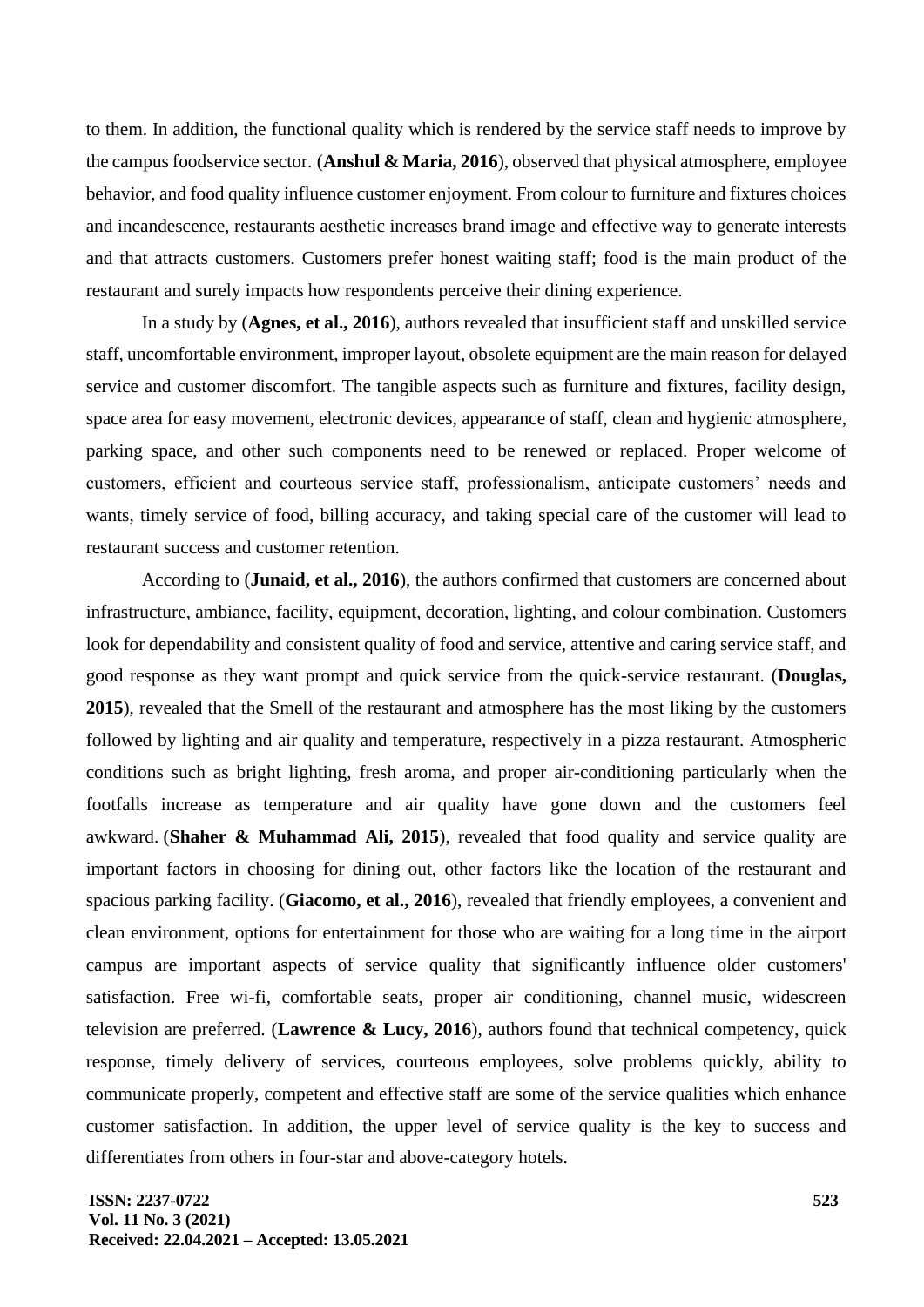to them. In addition, the functional quality which is rendered by the service staff needs to improve by the campus foodservice sector. (**Anshul & Maria, 2016**), observed that physical atmosphere, employee behavior, and food quality influence customer enjoyment. From colour to furniture and fixtures choices and incandescence, restaurants aesthetic increases brand image and effective way to generate interests and that attracts customers. Customers prefer honest waiting staff; food is the main product of the restaurant and surely impacts how respondents perceive their dining experience.

In a study by (**Agnes, et al., 2016**), authors revealed that insufficient staff and unskilled service staff, uncomfortable environment, improper layout, obsolete equipment are the main reason for delayed service and customer discomfort. The tangible aspects such as furniture and fixtures, facility design, space area for easy movement, electronic devices, appearance of staff, clean and hygienic atmosphere, parking space, and other such components need to be renewed or replaced. Proper welcome of customers, efficient and courteous service staff, professionalism, anticipate customers' needs and wants, timely service of food, billing accuracy, and taking special care of the customer will lead to restaurant success and customer retention.

According to (**Junaid, et al., 2016**), the authors confirmed that customers are concerned about infrastructure, ambiance, facility, equipment, decoration, lighting, and colour combination. Customers look for dependability and consistent quality of food and service, attentive and caring service staff, and good response as they want prompt and quick service from the quick-service restaurant. (**Douglas, 2015**), revealed that the Smell of the restaurant and atmosphere has the most liking by the customers followed by lighting and air quality and temperature, respectively in a pizza restaurant. Atmospheric conditions such as bright lighting, fresh aroma, and proper air-conditioning particularly when the footfalls increase as temperature and air quality have gone down and the customers feel awkward. (**Shaher & Muhammad Ali, 2015**), revealed that food quality and service quality are important factors in choosing for dining out, other factors like the location of the restaurant and spacious parking facility. (**Giacomo, et al., 2016**), revealed that friendly employees, a convenient and clean environment, options for entertainment for those who are waiting for a long time in the airport campus are important aspects of service quality that significantly influence older customers' satisfaction. Free wi-fi, comfortable seats, proper air conditioning, channel music, widescreen television are preferred. (**Lawrence & Lucy, 2016**), authors found that technical competency, quick response, timely delivery of services, courteous employees, solve problems quickly, ability to communicate properly, competent and effective staff are some of the service qualities which enhance customer satisfaction. In addition, the upper level of service quality is the key to success and differentiates from others in four-star and above-category hotels.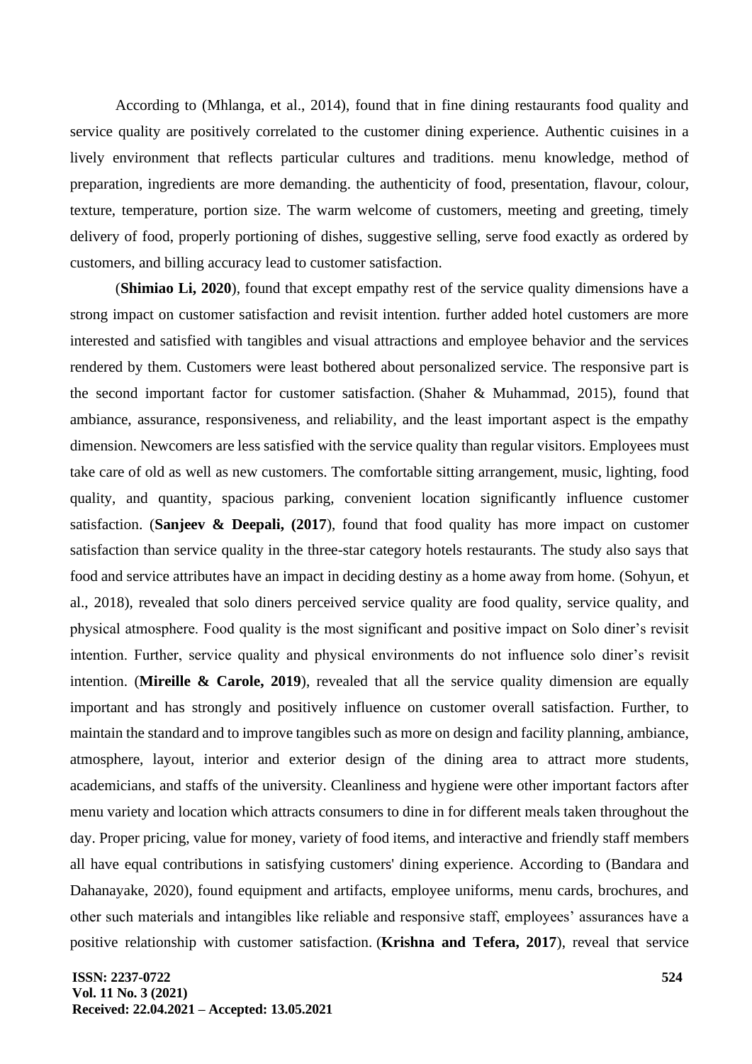According to (Mhlanga, et al., 2014), found that in fine dining restaurants food quality and service quality are positively correlated to the customer dining experience. Authentic cuisines in a lively environment that reflects particular cultures and traditions. menu knowledge, method of preparation, ingredients are more demanding. the authenticity of food, presentation, flavour, colour, texture, temperature, portion size. The warm welcome of customers, meeting and greeting, timely delivery of food, properly portioning of dishes, suggestive selling, serve food exactly as ordered by customers, and billing accuracy lead to customer satisfaction.

(**Shimiao Li, 2020**), found that except empathy rest of the service quality dimensions have a strong impact on customer satisfaction and revisit intention. further added hotel customers are more interested and satisfied with tangibles and visual attractions and employee behavior and the services rendered by them. Customers were least bothered about personalized service. The responsive part is the second important factor for customer satisfaction. (Shaher & Muhammad, 2015), found that ambiance, assurance, responsiveness, and reliability, and the least important aspect is the empathy dimension. Newcomers are less satisfied with the service quality than regular visitors. Employees must take care of old as well as new customers. The comfortable sitting arrangement, music, lighting, food quality, and quantity, spacious parking, convenient location significantly influence customer satisfaction. (**Sanjeev & Deepali, (2017**), found that food quality has more impact on customer satisfaction than service quality in the three-star category hotels restaurants. The study also says that food and service attributes have an impact in deciding destiny as a home away from home. (Sohyun, et al., 2018), revealed that solo diners perceived service quality are food quality, service quality, and physical atmosphere. Food quality is the most significant and positive impact on Solo diner's revisit intention. Further, service quality and physical environments do not influence solo diner's revisit intention. (**Mireille & Carole, 2019**), revealed that all the service quality dimension are equally important and has strongly and positively influence on customer overall satisfaction. Further, to maintain the standard and to improve tangibles such as more on design and facility planning, ambiance, atmosphere, layout, interior and exterior design of the dining area to attract more students, academicians, and staffs of the university. Cleanliness and hygiene were other important factors after menu variety and location which attracts consumers to dine in for different meals taken throughout the day. Proper pricing, value for money, variety of food items, and interactive and friendly staff members all have equal contributions in satisfying customers' dining experience. According to (Bandara and Dahanayake, 2020), found equipment and artifacts, employee uniforms, menu cards, brochures, and other such materials and intangibles like reliable and responsive staff, employees' assurances have a positive relationship with customer satisfaction. (**Krishna and Tefera, 2017**), reveal that service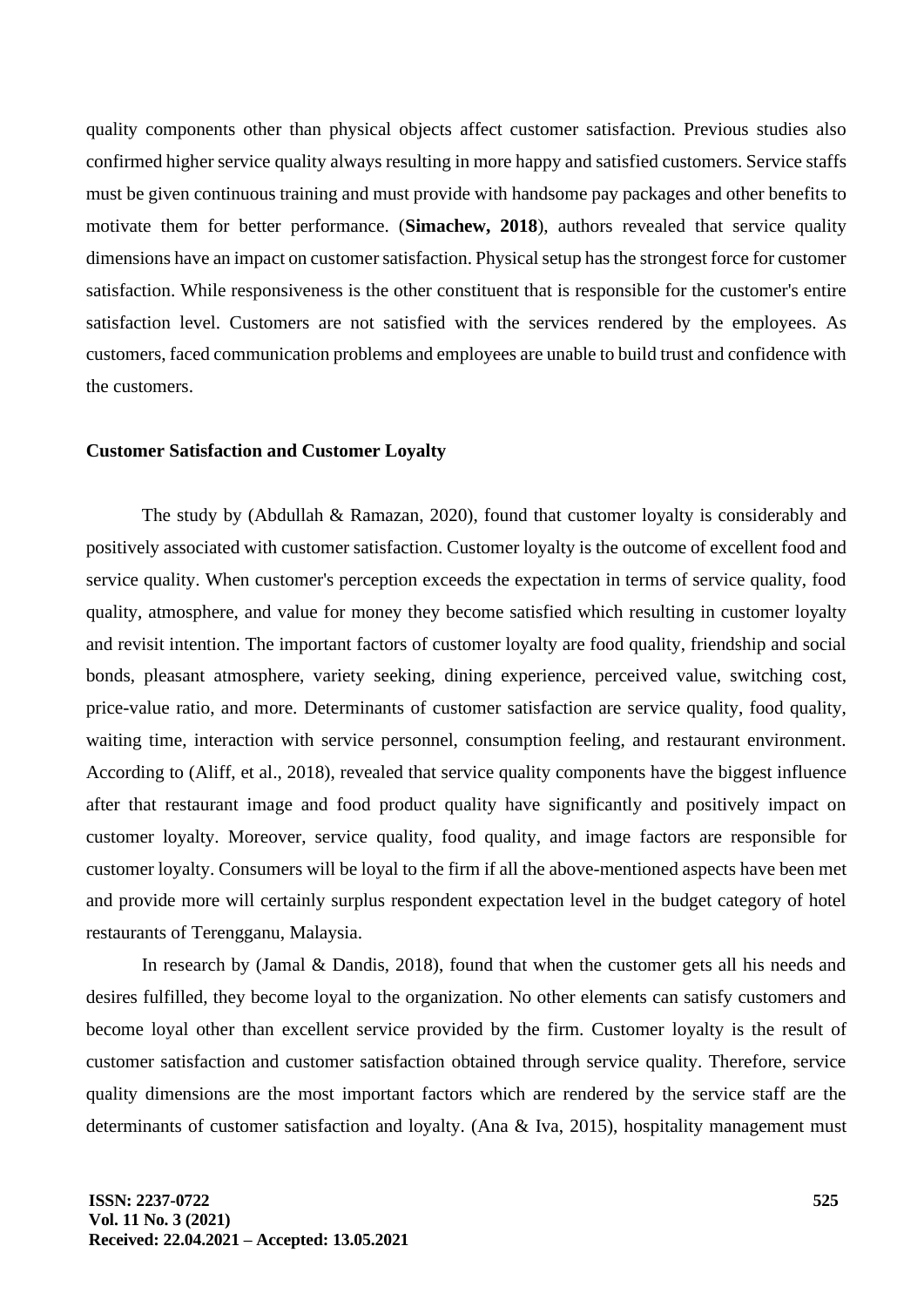quality components other than physical objects affect customer satisfaction. Previous studies also confirmed higher service quality always resulting in more happy and satisfied customers. Service staffs must be given continuous training and must provide with handsome pay packages and other benefits to motivate them for better performance. (**Simachew, 2018**), authors revealed that service quality dimensions have an impact on customer satisfaction. Physical setup has the strongest force for customer satisfaction. While responsiveness is the other constituent that is responsible for the customer's entire satisfaction level. Customers are not satisfied with the services rendered by the employees. As customers, faced communication problems and employees are unable to build trust and confidence with the customers.

**Customer Satisfaction and Customer Loyalty**

The study by (Abdullah & Ramazan, 2020), found that customer loyalty is considerably and positively associated with customer satisfaction. Customer loyalty is the outcome of excellent food and service quality. When customer's perception exceeds the expectation in terms of service quality, food quality, atmosphere, and value for money they become satisfied which resulting in customer loyalty and revisit intention. The important factors of customer loyalty are food quality, friendship and social bonds, pleasant atmosphere, variety seeking, dining experience, perceived value, switching cost, price-value ratio, and more. Determinants of customer satisfaction are service quality, food quality, waiting time, interaction with service personnel, consumption feeling, and restaurant environment. According to (Aliff, et al., 2018), revealed that service quality components have the biggest influence after that restaurant image and food product quality have significantly and positively impact on customer loyalty. Moreover, service quality, food quality, and image factors are responsible for customer loyalty. Consumers will be loyal to the firm if all the above-mentioned aspects have been met and provide more will certainly surplus respondent expectation level in the budget category of hotel restaurants of Terengganu, Malaysia.

In research by (Jamal & Dandis, 2018), found that when the customer gets all his needs and desires fulfilled, they become loyal to the organization. No other elements can satisfy customers and become loyal other than excellent service provided by the firm. Customer loyalty is the result of customer satisfaction and customer satisfaction obtained through service quality. Therefore, service quality dimensions are the most important factors which are rendered by the service staff are the determinants of customer satisfaction and loyalty. (Ana & Iva, 2015), hospitality management must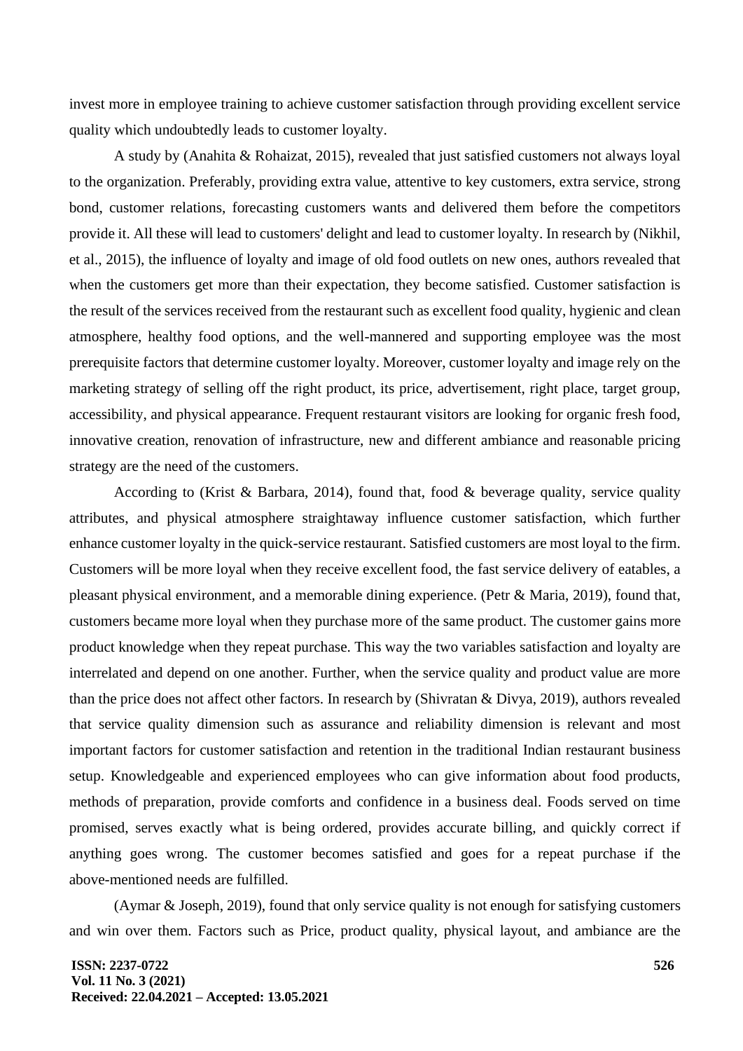invest more in employee training to achieve customer satisfaction through providing excellent service quality which undoubtedly leads to customer loyalty.

A study by (Anahita & Rohaizat, 2015), revealed that just satisfied customers not always loyal to the organization. Preferably, providing extra value, attentive to key customers, extra service, strong bond, customer relations, forecasting customers wants and delivered them before the competitors provide it. All these will lead to customers' delight and lead to customer loyalty. In research by (Nikhil, et al., 2015), the influence of loyalty and image of old food outlets on new ones, authors revealed that when the customers get more than their expectation, they become satisfied. Customer satisfaction is the result of the services received from the restaurant such as excellent food quality, hygienic and clean atmosphere, healthy food options, and the well-mannered and supporting employee was the most prerequisite factors that determine customer loyalty. Moreover, customer loyalty and image rely on the marketing strategy of selling off the right product, its price, advertisement, right place, target group, accessibility, and physical appearance. Frequent restaurant visitors are looking for organic fresh food, innovative creation, renovation of infrastructure, new and different ambiance and reasonable pricing strategy are the need of the customers.

According to (Krist & Barbara, 2014), found that, food & beverage quality, service quality attributes, and physical atmosphere straightaway influence customer satisfaction, which further enhance customer loyalty in the quick-service restaurant. Satisfied customers are most loyal to the firm. Customers will be more loyal when they receive excellent food, the fast service delivery of eatables, a pleasant physical environment, and a memorable dining experience. (Petr & Maria, 2019), found that, customers became more loyal when they purchase more of the same product. The customer gains more product knowledge when they repeat purchase. This way the two variables satisfaction and loyalty are interrelated and depend on one another. Further, when the service quality and product value are more than the price does not affect other factors. In research by (Shivratan & Divya, 2019), authors revealed that service quality dimension such as assurance and reliability dimension is relevant and most important factors for customer satisfaction and retention in the traditional Indian restaurant business setup. Knowledgeable and experienced employees who can give information about food products, methods of preparation, provide comforts and confidence in a business deal. Foods served on time promised, serves exactly what is being ordered, provides accurate billing, and quickly correct if anything goes wrong. The customer becomes satisfied and goes for a repeat purchase if the above-mentioned needs are fulfilled.

(Aymar & Joseph, 2019), found that only service quality is not enough for satisfying customers and win over them. Factors such as Price, product quality, physical layout, and ambiance are the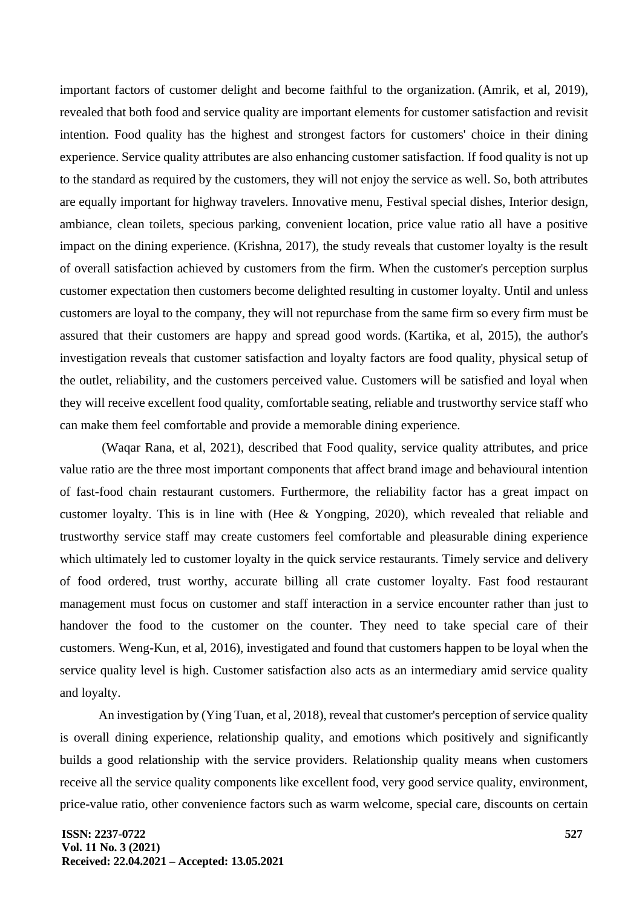important factors of customer delight and become faithful to the organization. (Amrik, et al, 2019), revealed that both food and service quality are important elements for customer satisfaction and revisit intention. Food quality has the highest and strongest factors for customers' choice in their dining experience. Service quality attributes are also enhancing customer satisfaction. If food quality is not up to the standard as required by the customers, they will not enjoy the service as well. So, both attributes are equally important for highway travelers. Innovative menu, Festival special dishes, Interior design, ambiance, clean toilets, specious parking, convenient location, price value ratio all have a positive impact on the dining experience. (Krishna, 2017), the study reveals that customer loyalty is the result of overall satisfaction achieved by customers from the firm. When the customer's perception surplus customer expectation then customers become delighted resulting in customer loyalty. Until and unless customers are loyal to the company, they will not repurchase from the same firm so every firm must be assured that their customers are happy and spread good words. (Kartika, et al, 2015), the author's investigation reveals that customer satisfaction and loyalty factors are food quality, physical setup of the outlet, reliability, and the customers perceived value. Customers will be satisfied and loyal when they will receive excellent food quality, comfortable seating, reliable and trustworthy service staff who can make them feel comfortable and provide a memorable dining experience.

(Waqar Rana, et al, 2021), described that Food quality, service quality attributes, and price value ratio are the three most important components that affect brand image and behavioural intention of fast-food chain restaurant customers. Furthermore, the reliability factor has a great impact on customer loyalty. This is in line with (Hee & Yongping, 2020), which revealed that reliable and trustworthy service staff may create customers feel comfortable and pleasurable dining experience which ultimately led to customer loyalty in the quick service restaurants. Timely service and delivery of food ordered, trust worthy, accurate billing all crate customer loyalty. Fast food restaurant management must focus on customer and staff interaction in a service encounter rather than just to handover the food to the customer on the counter. They need to take special care of their customers. Weng-Kun, et al, 2016), investigated and found that customers happen to be loyal when the service quality level is high. Customer satisfaction also acts as an intermediary amid service quality and loyalty.

An investigation by (Ying Tuan, et al, 2018), reveal that customer's perception of service quality is overall dining experience, relationship quality, and emotions which positively and significantly builds a good relationship with the service providers. Relationship quality means when customers receive all the service quality components like excellent food, very good service quality, environment, price-value ratio, other convenience factors such as warm welcome, special care, discounts on certain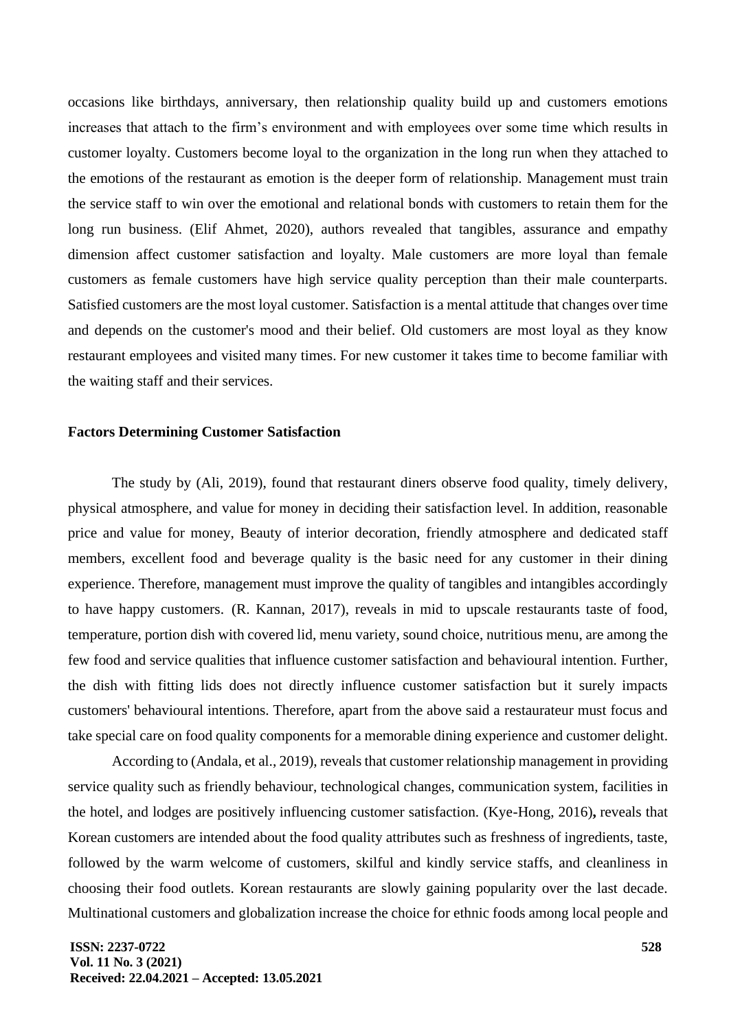occasions like birthdays, anniversary, then relationship quality build up and customers emotions increases that attach to the firm's environment and with employees over some time which results in customer loyalty. Customers become loyal to the organization in the long run when they attached to the emotions of the restaurant as emotion is the deeper form of relationship. Management must train the service staff to win over the emotional and relational bonds with customers to retain them for the long run business. (Elif Ahmet, 2020), authors revealed that tangibles, assurance and empathy dimension affect customer satisfaction and loyalty. Male customers are more loyal than female customers as female customers have high service quality perception than their male counterparts. Satisfied customers are the most loyal customer. Satisfaction is a mental attitude that changes over time and depends on the customer's mood and their belief. Old customers are most loyal as they know restaurant employees and visited many times. For new customer it takes time to become familiar with the waiting staff and their services.

### Factors Determining Customer Satisfaction

The study by (Ali, 2019), found that restaurant diners observe food quality, timely delivery, physical atmosphere, and value for money in deciding their satisfaction level. In addition, reasonable price and value for money, Beauty of interior decoration, friendly atmosphere and dedicated staff members, excellent food and beverage quality is the basic need for any customer in their dining experience. Therefore, management must improve the quality of tangibles and intangibles accordingly to have happy customers. (R. Kannan, 2017), reveals in mid to upscale restaurants taste of food, temperature, portion dish with covered lid, menu variety, sound choice, nutritious menu, are among the few food and service qualities that influence customer satisfaction and behavioural intention. Further, the dish with fitting lids does not directly influence customer satisfaction but it surely impacts customers' behavioural intentions. Therefore, apart from the above said a restaurateur must focus and take special care on food quality components for a memorable dining experience and customer delight.

According to (Andala, et al., 2019), reveals that customer relationship management in providing service quality such as friendly behaviour, technological changes, communication system, facilities in the hotel, and lodges are positively influencing customer satisfaction. (Kye-Hong, 2016)**,** reveals that Korean customers are intended about the food quality attributes such as freshness of ingredients, taste, followed by the warm welcome of customers, skilful and kindly service staffs, and cleanliness in choosing their food outlets. Korean restaurants are slowly gaining popularity over the last decade. Multinational customers and globalization increase the choice for ethnic foods among local people and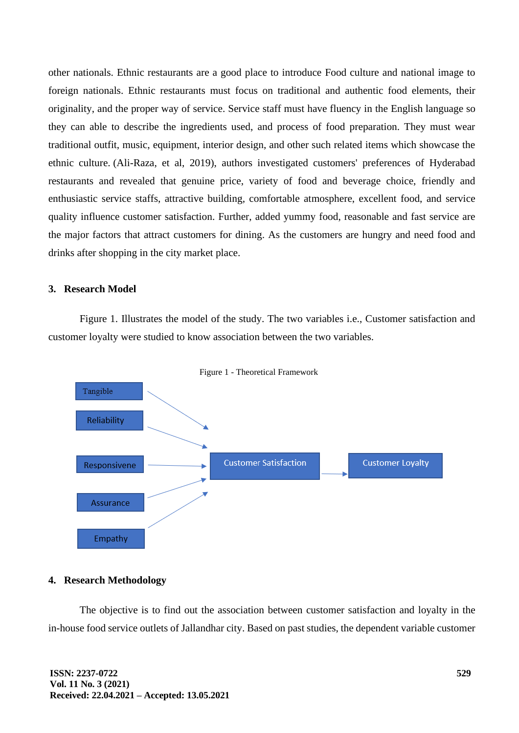other nationals. Ethnic restaurants are a good place to introduce Food culture and national image to foreign nationals. Ethnic restaurants must focus on traditional and authentic food elements, their originality, and the proper way of service. Service staff must have fluency in the English language so they can able to describe the ingredients used, and process of food preparation. They must wear traditional outfit, music, equipment, interior design, and other such related items which showcase the ethnic culture. (Ali-Raza, et al, 2019), authors investigated customers' preferences of Hyderabad restaurants and revealed that genuine price, variety of food and beverage choice, friendly and enthusiastic service staffs, attractive building, comfortable atmosphere, excellent food, and service quality influence customer satisfaction. Further, added yummy food, reasonable and fast service are the major factors that attract customers for dining. As the customers are hungry and need food and drinks after shopping in the city market place.

## 3. Research Model

Figure 1. Illustrates the model of the study. The two variables i.e., Customer satisfaction and customer loyalty were studied to know association between the two variables.

Figure 1 - Theoretical Framework

Tangible → Customer Satisfaction
Reliability → Customer Satisfaction
Responsivene → Customer Satisfaction
Assurance → Customer Satisfaction
Empathy → Customer Satisfaction
Customer Satisfaction → Customer Loyalty

## 4. Research Methodology

The objective is to find out the association between customer satisfaction and loyalty in the in-house food service outlets of Jallandhar city. Based on past studies, the dependent variable customer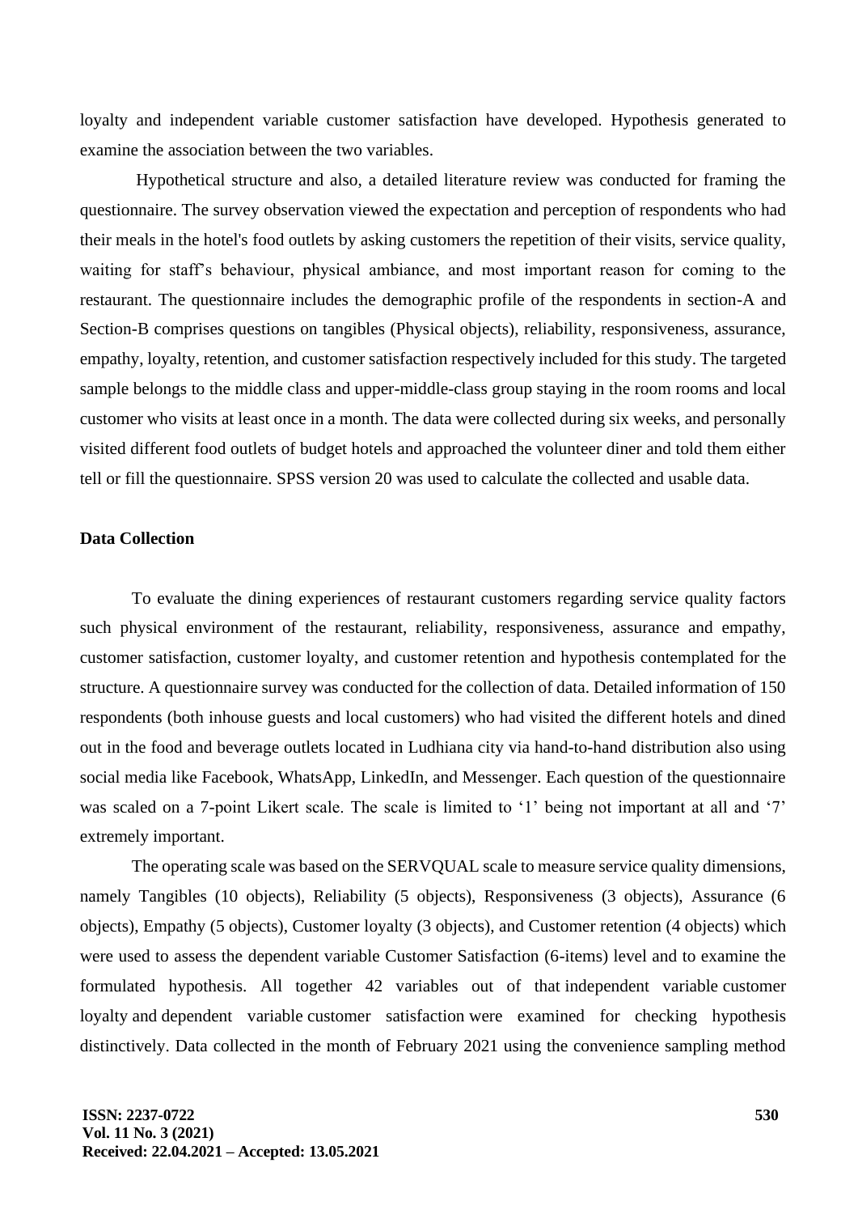loyalty and independent variable customer satisfaction have developed. Hypothesis generated to examine the association between the two variables.

Hypothetical structure and also, a detailed literature review was conducted for framing the questionnaire. The survey observation viewed the expectation and perception of respondents who had their meals in the hotel's food outlets by asking customers the repetition of their visits, service quality, waiting for staff's behaviour, physical ambiance, and most important reason for coming to the restaurant. The questionnaire includes the demographic profile of the respondents in section-A and Section-B comprises questions on tangibles (Physical objects), reliability, responsiveness, assurance, empathy, loyalty, retention, and customer satisfaction respectively included for this study. The targeted sample belongs to the middle class and upper-middle-class group staying in the room rooms and local customer who visits at least once in a month. The data were collected during six weeks, and personally visited different food outlets of budget hotels and approached the volunteer diner and told them either tell or fill the questionnaire. SPSS version 20 was used to calculate the collected and usable data.

### Data Collection

To evaluate the dining experiences of restaurant customers regarding service quality factors such physical environment of the restaurant, reliability, responsiveness, assurance and empathy, customer satisfaction, customer loyalty, and customer retention and hypothesis contemplated for the structure. A questionnaire survey was conducted for the collection of data. Detailed information of 150 respondents (both inhouse guests and local customers) who had visited the different hotels and dined out in the food and beverage outlets located in Ludhiana city via hand-to-hand distribution also using social media like Facebook, WhatsApp, LinkedIn, and Messenger. Each question of the questionnaire was scaled on a 7-point Likert scale. The scale is limited to '1' being not important at all and '7' extremely important.

The operating scale was based on the SERVQUAL scale to measure service quality dimensions, namely Tangibles (10 objects), Reliability (5 objects), Responsiveness (3 objects), Assurance (6 objects), Empathy (5 objects), Customer loyalty (3 objects), and Customer retention (4 objects) which were used to assess the dependent variable Customer Satisfaction (6-items) level and to examine the formulated hypothesis. All together 42 variables out of that independent variable customer loyalty and dependent variable customer satisfaction were examined for checking hypothesis distinctively. Data collected in the month of February 2021 using the convenience sampling method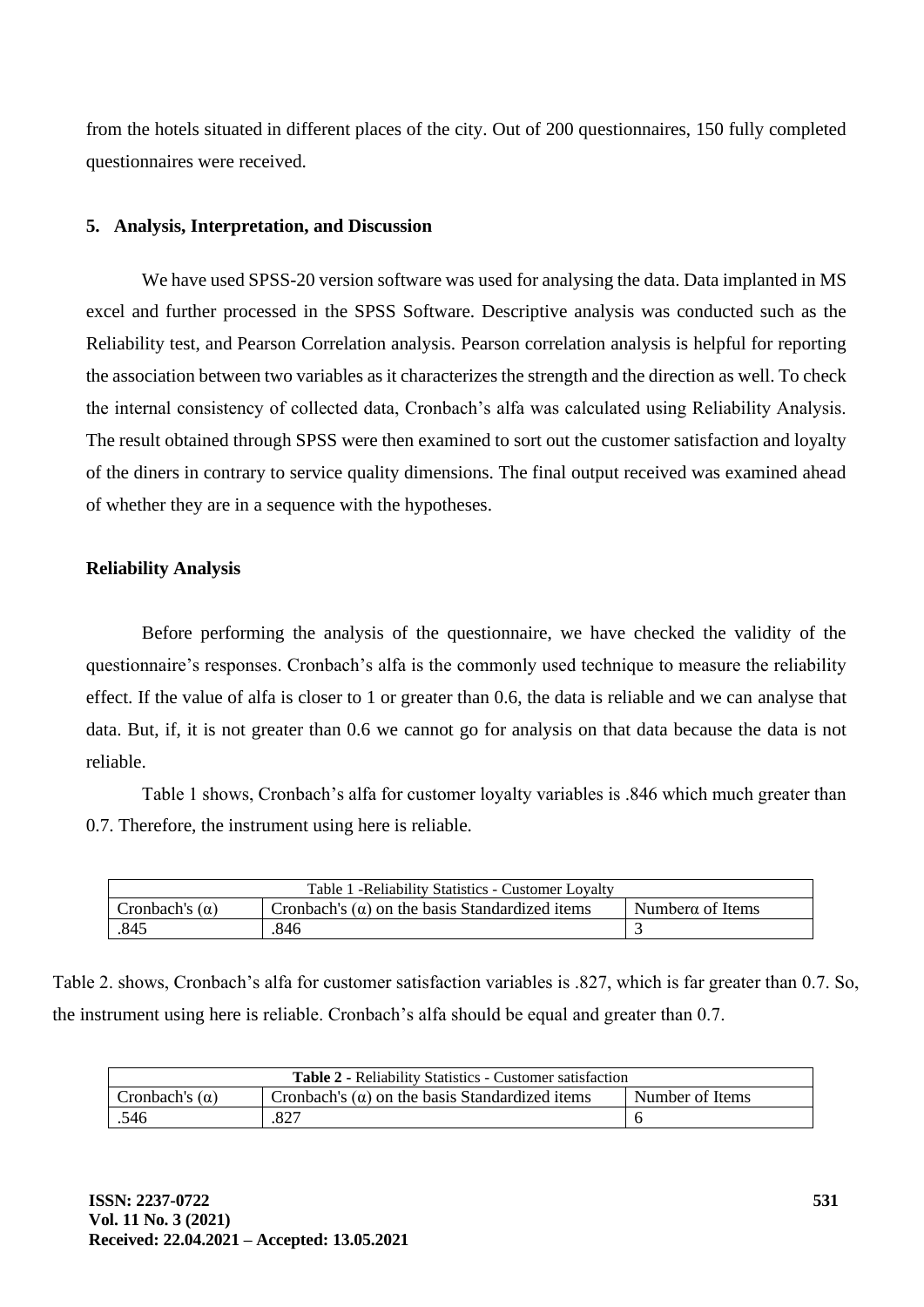from the hotels situated in different places of the city. Out of 200 questionnaires, 150 fully completed questionnaires were received.

## 5. Analysis, Interpretation, and Discussion

We have used SPSS-20 version software was used for analysing the data. Data implanted in MS excel and further processed in the SPSS Software. Descriptive analysis was conducted such as the Reliability test, and Pearson Correlation analysis. Pearson correlation analysis is helpful for reporting the association between two variables as it characterizes the strength and the direction as well. To check the internal consistency of collected data, Cronbach's alfa was calculated using Reliability Analysis. The result obtained through SPSS were then examined to sort out the customer satisfaction and loyalty of the diners in contrary to service quality dimensions. The final output received was examined ahead of whether they are in a sequence with the hypotheses.

### Reliability Analysis

Before performing the analysis of the questionnaire, we have checked the validity of the questionnaire's responses. Cronbach's alfa is the commonly used technique to measure the reliability effect. If the value of alfa is closer to 1 or greater than 0.6, the data is reliable and we can analyse that data. But, if, it is not greater than 0.6 we cannot go for analysis on that data because the data is not reliable.

Table 1 shows, Cronbach's alfa for customer loyalty variables is .846 which much greater than 0.7. Therefore, the instrument using here is reliable.

Table 1 -Reliability Statistics - Customer Loyalty

| Cronbach's (α) | Cronbach's (α) on the basis Standardized items | Numberα of Items |
|---|---|---|
| .845 | .846 | 3 |

Table 2. shows, Cronbach's alfa for customer satisfaction variables is .827, which is far greater than 0.7. So, the instrument using here is reliable. Cronbach's alfa should be equal and greater than 0.7.

**Table 2** - Reliability Statistics - Customer satisfaction

| Cronbach's (α) | Cronbach's (α) on the basis Standardized items | Number of Items |
|---|---|---|
| .546 | .827 | 6 |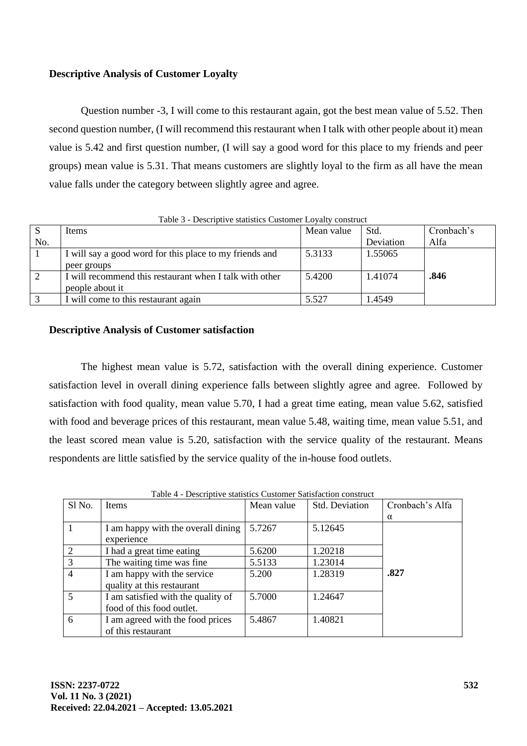### Descriptive Analysis of Customer Loyalty

Question number -3, I will come to this restaurant again, got the best mean value of 5.52. Then second question number, (I will recommend this restaurant when I talk with other people about it) mean value is 5.42 and first question number, (I will say a good word for this place to my friends and peer groups) mean value is 5.31. That means customers are slightly loyal to the firm as all have the mean value falls under the category between slightly agree and agree.

Table 3 - Descriptive statistics Customer Loyalty construct

| S No. | Items | Mean value | Std. Deviation | Cronbach's Alfa |
|---|---|---|---|---|
| 1 | I will say a good word for this place to my friends and peer groups | 5.3133 | 1.55065 | |
| 2 | I will recommend this restaurant when I talk with other people about it | 5.4200 | 1.41074 | **.846** |
| 3 | I will come to this restaurant again | 5.527 | 1.4549 | |

### Descriptive Analysis of Customer satisfaction

The highest mean value is 5.72, satisfaction with the overall dining experience. Customer satisfaction level in overall dining experience falls between slightly agree and agree. Followed by satisfaction with food quality, mean value 5.70, I had a great time eating, mean value 5.62, satisfied with food and beverage prices of this restaurant, mean value 5.48, waiting time, mean value 5.51, and the least scored mean value is 5.20, satisfaction with the service quality of the restaurant. Means respondents are little satisfied by the service quality of the in-house food outlets.

Table 4 - Descriptive statistics Customer Satisfaction construct

| Sl No. | Items | Mean value | Std. Deviation | Cronbach's Alfa α |
|---|---|---|---|---|
| 1 | I am happy with the overall dining experience | 5.7267 | 5.12645 | |
| 2 | I had a great time eating | 5.6200 | 1.20218 | |
| 3 | The waiting time was fine | 5.5133 | 1.23014 | |
| 4 | I am happy with the service quality at this restaurant | 5.200 | 1.28319 | **.827** |
| 5 | I am satisfied with the quality of food of this food outlet. | 5.7000 | 1.24647 | |
| 6 | I am agreed with the food prices of this restaurant | 5.4867 | 1.40821 | |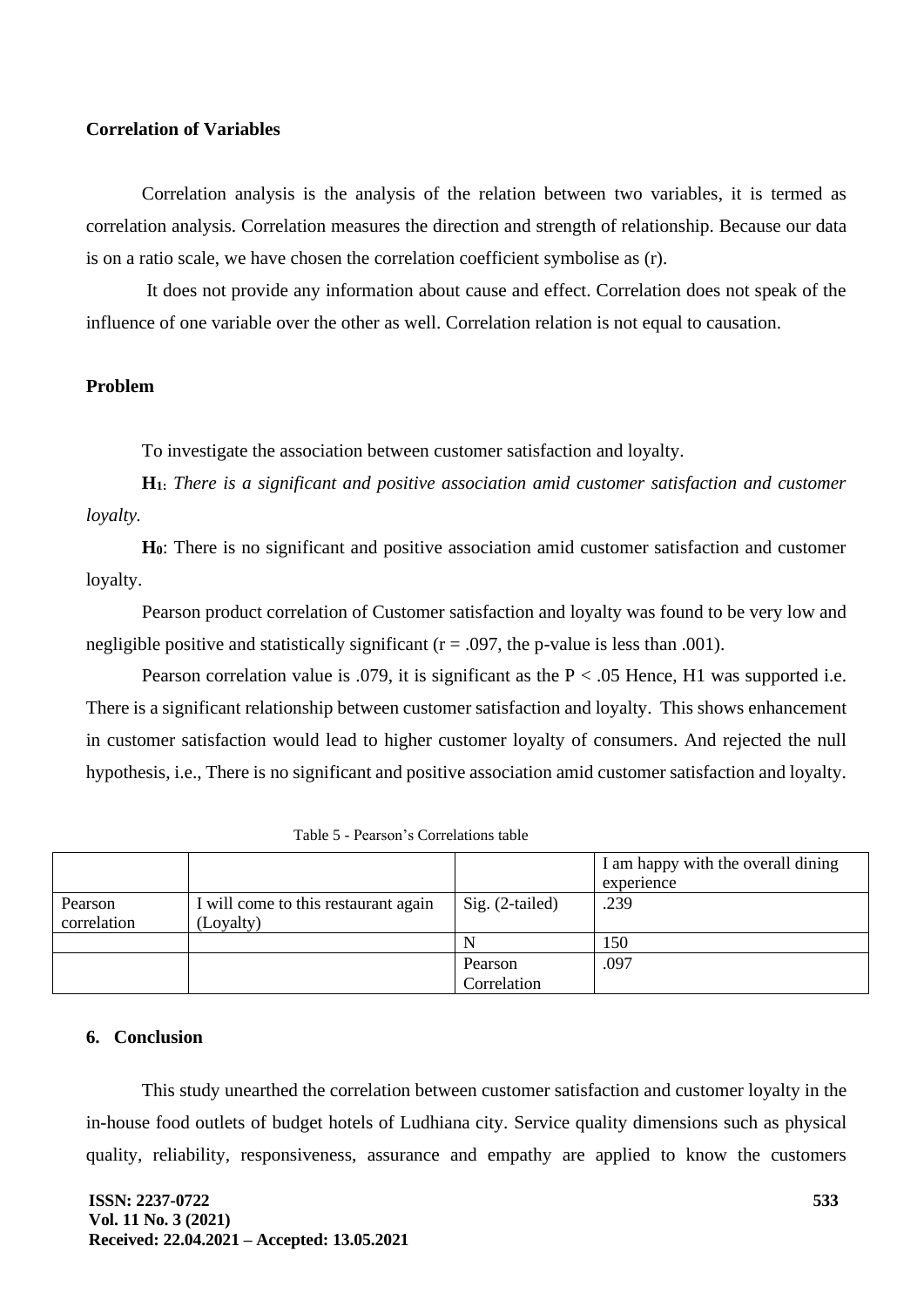**Correlation of Variables**

Correlation analysis is the analysis of the relation between two variables, it is termed as correlation analysis. Correlation measures the direction and strength of relationship. Because our data is on a ratio scale, we have chosen the correlation coefficient symbolise as (r).

It does not provide any information about cause and effect. Correlation does not speak of the influence of one variable over the other as well. Correlation relation is not equal to causation.

**Problem**

To investigate the association between customer satisfaction and loyalty.

**$H_1$**: *There is a significant and positive association amid customer satisfaction and customer loyalty.*

**$H_0$**: There is no significant and positive association amid customer satisfaction and customer loyalty.

Pearson product correlation of Customer satisfaction and loyalty was found to be very low and negligible positive and statistically significant ($r = .097$, the p-value is less than .001).

Pearson correlation value is .079, it is significant as the $P < .05$ Hence, H1 was supported i.e. There is a significant relationship between customer satisfaction and loyalty. This shows enhancement in customer satisfaction would lead to higher customer loyalty of consumers. And rejected the null hypothesis, i.e., There is no significant and positive association amid customer satisfaction and loyalty.

Table 5 - Pearson's Correlations table

| | | | I am happy with the overall dining experience |
|---|---|---|---|
| Pearson correlation | I will come to this restaurant again (Loyalty) | Sig. (2-tailed) | .239 |
| | | N | 150 |
| | | Pearson Correlation | .097 |

## 6. Conclusion

This study unearthed the correlation between customer satisfaction and customer loyalty in the in-house food outlets of budget hotels of Ludhiana city. Service quality dimensions such as physical quality, reliability, responsiveness, assurance and empathy are applied to know the customers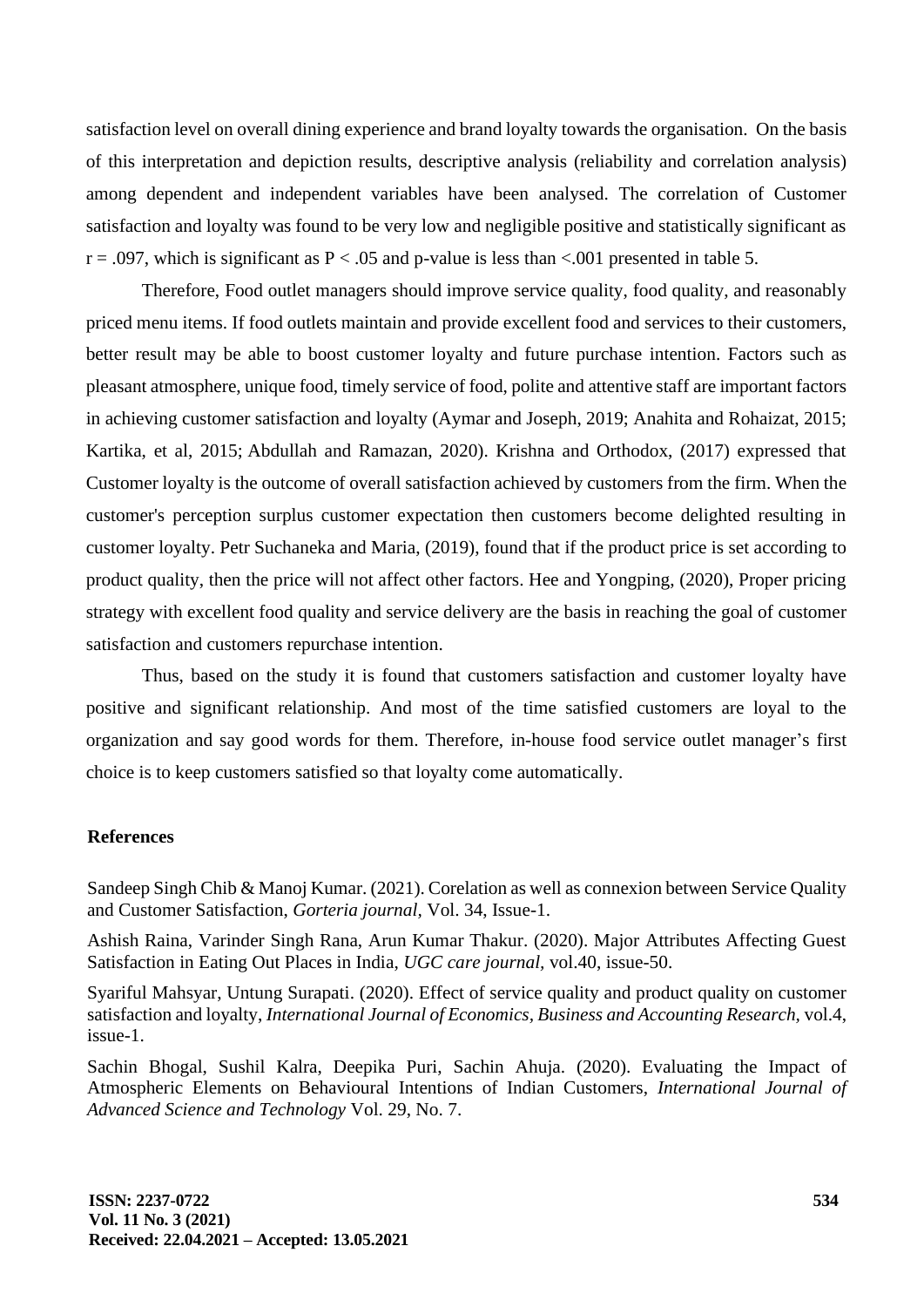satisfaction level on overall dining experience and brand loyalty towards the organisation. On the basis of this interpretation and depiction results, descriptive analysis (reliability and correlation analysis) among dependent and independent variables have been analysed. The correlation of Customer satisfaction and loyalty was found to be very low and negligible positive and statistically significant as $r = .097$, which is significant as $P < .05$ and p-value is less than <.001 presented in table 5.

Therefore, Food outlet managers should improve service quality, food quality, and reasonably priced menu items. If food outlets maintain and provide excellent food and services to their customers, better result may be able to boost customer loyalty and future purchase intention. Factors such as pleasant atmosphere, unique food, timely service of food, polite and attentive staff are important factors in achieving customer satisfaction and loyalty (Aymar and Joseph, 2019; Anahita and Rohaizat, 2015; Kartika, et al, 2015; Abdullah and Ramazan, 2020). Krishna and Orthodox, (2017) expressed that Customer loyalty is the outcome of overall satisfaction achieved by customers from the firm. When the customer's perception surplus customer expectation then customers become delighted resulting in customer loyalty. Petr Suchaneka and Maria, (2019), found that if the product price is set according to product quality, then the price will not affect other factors. Hee and Yongping, (2020), Proper pricing strategy with excellent food quality and service delivery are the basis in reaching the goal of customer satisfaction and customers repurchase intention.

Thus, based on the study it is found that customers satisfaction and customer loyalty have positive and significant relationship. And most of the time satisfied customers are loyal to the organization and say good words for them. Therefore, in-house food service outlet manager’s first choice is to keep customers satisfied so that loyalty come automatically.

## References

Sandeep Singh Chib & Manoj Kumar. (2021). Corelation as well as connexion between Service Quality and Customer Satisfaction, *Gorteria journal*, Vol. 34, Issue-1.

Ashish Raina, Varinder Singh Rana, Arun Kumar Thakur. (2020). Major Attributes Affecting Guest Satisfaction in Eating Out Places in India, *UGC care journal*, vol.40, issue-50.

Syariful Mahsyar, Untung Surapati. (2020). Effect of service quality and product quality on customer satisfaction and loyalty, *International Journal of Economics, Business and Accounting Research*, vol.4, issue-1.

Sachin Bhogal, Sushil Kalra, Deepika Puri, Sachin Ahuja. (2020). Evaluating the Impact of Atmospheric Elements on Behavioural Intentions of Indian Customers, *International Journal of Advanced Science and Technology* Vol. 29, No. 7.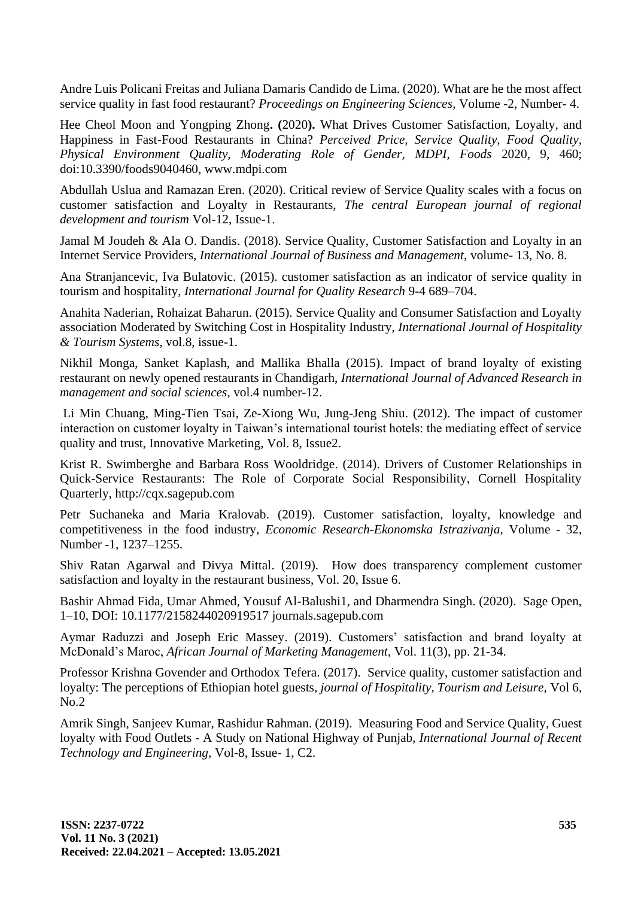Andre Luis Policani Freitas and Juliana Damaris Candido de Lima. (2020). What are he the most affect service quality in fast food restaurant? *Proceedings on Engineering Sciences*, Volume -2, Number- 4.

Hee Cheol Moon and Yongping Zhong**. (**2020**).** What Drives Customer Satisfaction, Loyalty, and Happiness in Fast-Food Restaurants in China? *Perceived Price, Service Quality, Food Quality, Physical Environment Quality, Moderating Role of Gender, MDPI, Foods* 2020, 9, 460; doi:10.3390/foods9040460, www.mdpi.com

Abdullah Uslua and Ramazan Eren. (2020). Critical review of Service Quality scales with a focus on customer satisfaction and Loyalty in Restaurants, *The central European journal of regional development and tourism* Vol-12, Issue-1.

Jamal M Joudeh & Ala O. Dandis. (2018). Service Quality, Customer Satisfaction and Loyalty in an Internet Service Providers, *International Journal of Business and Management,* volume- 13, No. 8.

Ana Stranjancevic, Iva Bulatovic. (2015). customer satisfaction as an indicator of service quality in tourism and hospitality, *International Journal for Quality Research* 9-4 689–704.

Anahita Naderian, Rohaizat Baharun. (2015). Service Quality and Consumer Satisfaction and Loyalty association Moderated by Switching Cost in Hospitality Industry, *International Journal of Hospitality & Tourism Systems,* vol.8, issue-1.

Nikhil Monga, Sanket Kaplash, and Mallika Bhalla (2015). Impact of brand loyalty of existing restaurant on newly opened restaurants in Chandigarh, *International Journal of Advanced Research in management and social sciences,* vol.4 number-12.

Li Min Chuang, Ming-Tien Tsai, Ze-Xiong Wu, Jung-Jeng Shiu. (2012). The impact of customer interaction on customer loyalty in Taiwan's international tourist hotels: the mediating effect of service quality and trust, Innovative Marketing, Vol. 8, Issue2.

Krist R. Swimberghe and Barbara Ross Wooldridge. (2014). Drivers of Customer Relationships in Quick-Service Restaurants: The Role of Corporate Social Responsibility, Cornell Hospitality Quarterly, http://cqx.sagepub.com

Petr Suchaneka and Maria Kralovab. (2019). Customer satisfaction, loyalty, knowledge and competitiveness in the food industry, *Economic Research-Ekonomska Istrazivanja,* Volume - 32, Number -1, 1237–1255.

Shiv Ratan Agarwal and Divya Mittal. (2019). How does transparency complement customer satisfaction and loyalty in the restaurant business, Vol. 20, Issue 6.

Bashir Ahmad Fida, Umar Ahmed, Yousuf Al-Balushi1, and Dharmendra Singh. (2020). Sage Open, 1–10, DOI: 10.1177/2158244020919517 journals.sagepub.com

Aymar Raduzzi and Joseph Eric Massey. (2019). Customers' satisfaction and brand loyalty at McDonald's Maroc, *African Journal of Marketing Management,* Vol. 11(3), pp. 21-34.

Professor Krishna Govender and Orthodox Tefera. (2017). Service quality, customer satisfaction and loyalty: The perceptions of Ethiopian hotel guests, *journal of Hospitality, Tourism and Leisure,* Vol 6, No.2

Amrik Singh, Sanjeev Kumar, Rashidur Rahman. (2019). Measuring Food and Service Quality, Guest loyalty with Food Outlets - A Study on National Highway of Punjab, *International Journal of Recent Technology and Engineering,* Vol-8, Issue- 1, C2.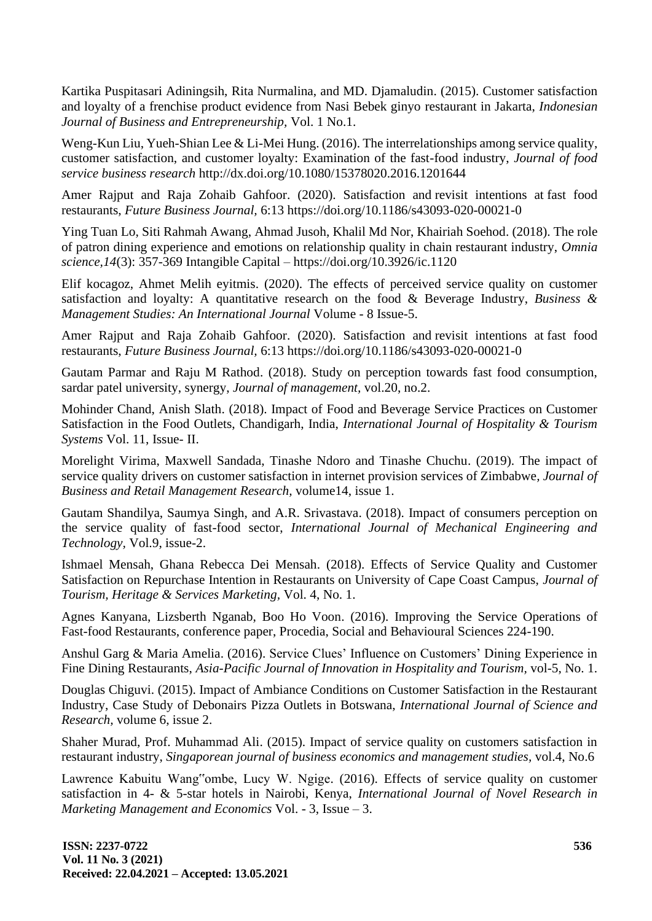Kartika Puspitasari Adiningsih, Rita Nurmalina, and MD. Djamaludin. (2015). Customer satisfaction and loyalty of a frenchise product evidence from Nasi Bebek ginyo restaurant in Jakarta, *Indonesian Journal of Business and Entrepreneurship,* Vol. 1 No.1.

Weng-Kun Liu, Yueh-Shian Lee & Li-Mei Hung. (2016). The interrelationships among service quality, customer satisfaction, and customer loyalty: Examination of the fast-food industry, *Journal of food service business research* http://dx.doi.org/10.1080/15378020.2016.1201644

Amer Rajput and Raja Zohaib Gahfoor. (2020). Satisfaction and revisit intentions at fast food restaurants, *Future Business Journal,* 6:13 https://doi.org/10.1186/s43093-020-00021-0

Ying Tuan Lo, Siti Rahmah Awang, Ahmad Jusoh, Khalil Md Nor, Khairiah Soehod. (2018). The role of patron dining experience and emotions on relationship quality in chain restaurant industry, *Omnia science,14*(3): 357-369 Intangible Capital – https://doi.org/10.3926/ic.1120

Elif kocagoz, Ahmet Melih eyitmis. (2020). The effects of perceived service quality on customer satisfaction and loyalty: A quantitative research on the food & Beverage Industry, *Business & Management Studies: An International Journal* Volume - 8 Issue-5.

Amer Rajput and Raja Zohaib Gahfoor. (2020). Satisfaction and revisit intentions at fast food restaurants, *Future Business Journal,* 6:13 https://doi.org/10.1186/s43093-020-00021-0

Gautam Parmar and Raju M Rathod. (2018). Study on perception towards fast food consumption, sardar patel university, synergy, *Journal of management,* vol.20, no.2.

Mohinder Chand, Anish Slath. (2018). Impact of Food and Beverage Service Practices on Customer Satisfaction in the Food Outlets, Chandigarh, India, *International Journal of Hospitality & Tourism Systems* Vol. 11, Issue- II.

Morelight Virima, Maxwell Sandada, Tinashe Ndoro and Tinashe Chuchu. (2019). The impact of service quality drivers on customer satisfaction in internet provision services of Zimbabwe, *Journal of Business and Retail Management Research,* volume14, issue 1.

Gautam Shandilya, Saumya Singh, and A.R. Srivastava. (2018). Impact of consumers perception on the service quality of fast-food sector, *International Journal of Mechanical Engineering and Technology,* Vol.9, issue-2.

Ishmael Mensah, Ghana Rebecca Dei Mensah. (2018). Effects of Service Quality and Customer Satisfaction on Repurchase Intention in Restaurants on University of Cape Coast Campus, *Journal of Tourism, Heritage & Services Marketing,* Vol. 4, No. 1.

Agnes Kanyana, Lizsberth Nganab, Boo Ho Voon. (2016). Improving the Service Operations of Fast-food Restaurants, conference paper, Procedia, Social and Behavioural Sciences 224-190.

Anshul Garg & Maria Amelia. (2016). Service Clues' Influence on Customers' Dining Experience in Fine Dining Restaurants, *Asia-Pacific Journal of Innovation in Hospitality and Tourism,* vol-5, No. 1.

Douglas Chiguvi. (2015). Impact of Ambiance Conditions on Customer Satisfaction in the Restaurant Industry, Case Study of Debonairs Pizza Outlets in Botswana, *International Journal of Science and Research,* volume 6, issue 2.

Shaher Murad, Prof. Muhammad Ali. (2015). Impact of service quality on customers satisfaction in restaurant industry, *Singaporean journal of business economics and management studies,* vol.4, No.6

Lawrence Kabuitu Wang"ombe, Lucy W. Ngige. (2016). Effects of service quality on customer satisfaction in 4- & 5-star hotels in Nairobi, Kenya, *International Journal of Novel Research in Marketing Management and Economics* Vol. - 3, Issue – 3.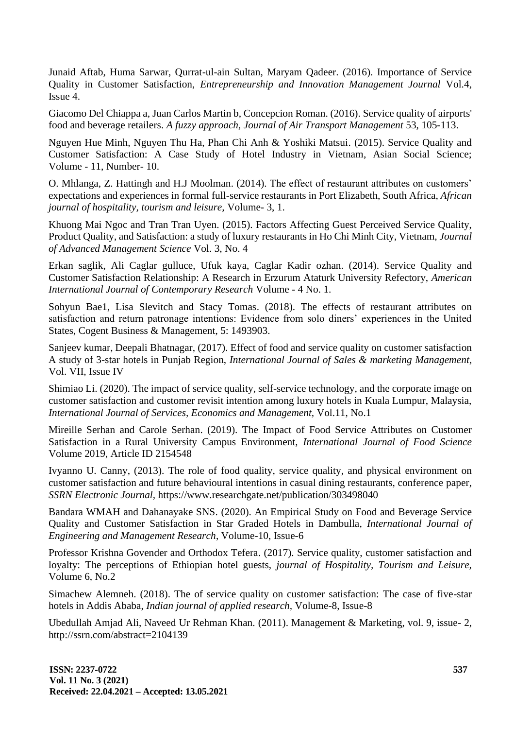Junaid Aftab, Huma Sarwar, Qurrat-ul-ain Sultan, Maryam Qadeer. (2016). Importance of Service Quality in Customer Satisfaction, *Entrepreneurship and Innovation Management Journal* Vol.4, Issue 4.

Giacomo Del Chiappa a, Juan Carlos Martin b, Concepcion Roman. (2016). Service quality of airports' food and beverage retailers. *A fuzzy approach, Journal of Air Transport Management* 53, 105-113.

Nguyen Hue Minh, Nguyen Thu Ha, Phan Chi Anh & Yoshiki Matsui. (2015). Service Quality and Customer Satisfaction: A Case Study of Hotel Industry in Vietnam, Asian Social Science; Volume - 11, Number- 10.

O. Mhlanga, Z. Hattingh and H.J Moolman. (2014). The effect of restaurant attributes on customers' expectations and experiences in formal full-service restaurants in Port Elizabeth, South Africa, *African journal of hospitality, tourism and leisure,* Volume- 3, 1.

Khuong Mai Ngoc and Tran Tran Uyen. (2015). Factors Affecting Guest Perceived Service Quality, Product Quality, and Satisfaction: a study of luxury restaurants in Ho Chi Minh City, Vietnam, *Journal of Advanced Management Science* Vol. 3, No. 4

Erkan saglik, Ali Caglar gulluce, Ufuk kaya, Caglar Kadir ozhan. (2014). Service Quality and Customer Satisfaction Relationship: A Research in Erzurum Ataturk University Refectory, *American International Journal of Contemporary Research* Volume - 4 No. 1.

Sohyun Bae1, Lisa Slevitch and Stacy Tomas. (2018). The effects of restaurant attributes on satisfaction and return patronage intentions: Evidence from solo diners' experiences in the United States, Cogent Business & Management, 5: 1493903.

Sanjeev kumar, Deepali Bhatnagar, (2017). Effect of food and service quality on customer satisfaction A study of 3-star hotels in Punjab Region, *International Journal of Sales & marketing Management,* Vol. VII, Issue IV

Shimiao Li. (2020). The impact of service quality, self-service technology, and the corporate image on customer satisfaction and customer revisit intention among luxury hotels in Kuala Lumpur, Malaysia, *International Journal of Services, Economics and Management,* Vol.11, No.1

Mireille Serhan and Carole Serhan. (2019). The Impact of Food Service Attributes on Customer Satisfaction in a Rural University Campus Environment, *International Journal of Food Science* Volume 2019, Article ID 2154548

Ivyanno U. Canny, (2013). The role of food quality, service quality, and physical environment on customer satisfaction and future behavioural intentions in casual dining restaurants, conference paper, *SSRN Electronic Journal,* https://www.researchgate.net/publication/303498040

Bandara WMAH and Dahanayake SNS. (2020). An Empirical Study on Food and Beverage Service Quality and Customer Satisfaction in Star Graded Hotels in Dambulla, *International Journal of Engineering and Management Research*, Volume-10, Issue-6

Professor Krishna Govender and Orthodox Tefera. (2017). Service quality, customer satisfaction and loyalty: The perceptions of Ethiopian hotel guests, *journal of Hospitality, Tourism and Leisure,* Volume 6, No.2

Simachew Alemneh. (2018). The of service quality on customer satisfaction: The case of five-star hotels in Addis Ababa, *Indian journal of applied research,* Volume-8, Issue-8

Ubedullah Amjad Ali, Naveed Ur Rehman Khan. (2011). Management & Marketing, vol. 9, issue- 2, http://ssrn.com/abstract=2104139